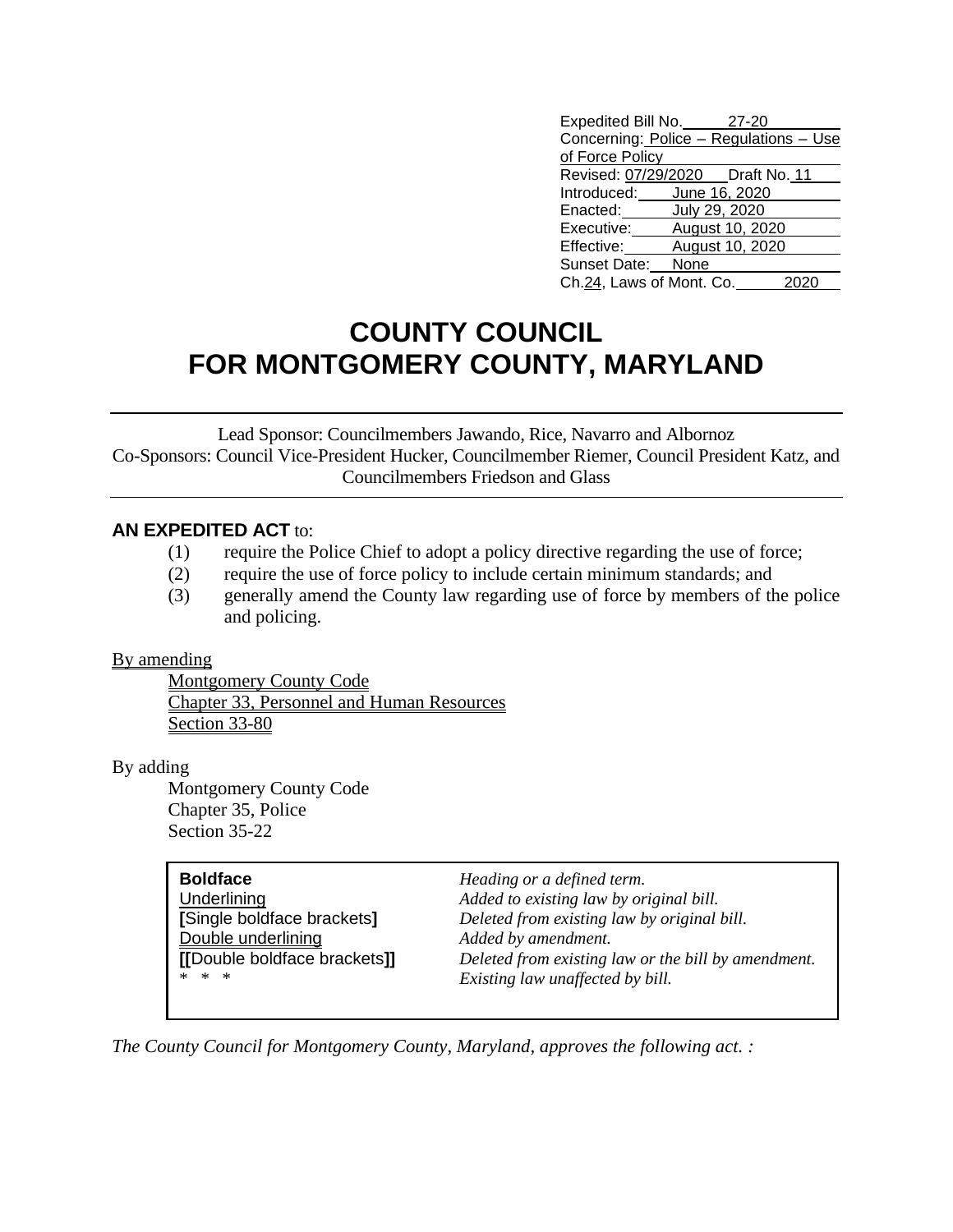Expedited Bill No. 27-20
Concerning: Police – Regulations – Use of Force Policy
Revised: 07/29/2020 Draft No. 11
Introduced: June 16, 2020
Enacted: July 29, 2020
Executive: August 10, 2020
Effective: August 10, 2020
Sunset Date: None
Ch. 24, Laws of Mont. Co. 2020

# COUNTY COUNCIL
# FOR MONTGOMERY COUNTY, MARYLAND

Lead Sponsor: Councilmembers Jawando, Rice, Navarro and Albornoz
Co-Sponsors: Council Vice-President Hucker, Councilmember Riemer, Council President Katz, and Councilmembers Friedson and Glass

**AN EXPEDITED ACT** to:

(1) require the Police Chief to adopt a policy directive regarding the use of force;
(2) require the use of force policy to include certain minimum standards; and
(3) generally amend the County law regarding use of force by members of the police and policing.

By amending
Montgomery County Code
Chapter 33, Personnel and Human Resources
Section 33-80

By adding
Montgomery County Code
Chapter 35, Police
Section 35-22

| | |
|---|---|
| **Boldface** | *Heading or a defined term.* |
| Underlining | *Added to existing law by original bill.* |
| **[**Single boldface brackets**]** | *Deleted from existing law by original bill.* |
| Double underlining | *Added by amendment.* |
| **[[**Double boldface brackets**]]** | *Deleted from existing law or the bill by amendment.* |
| * * * | *Existing law unaffected by bill.* |

*The County Council for Montgomery County, Maryland, approves the following act. :*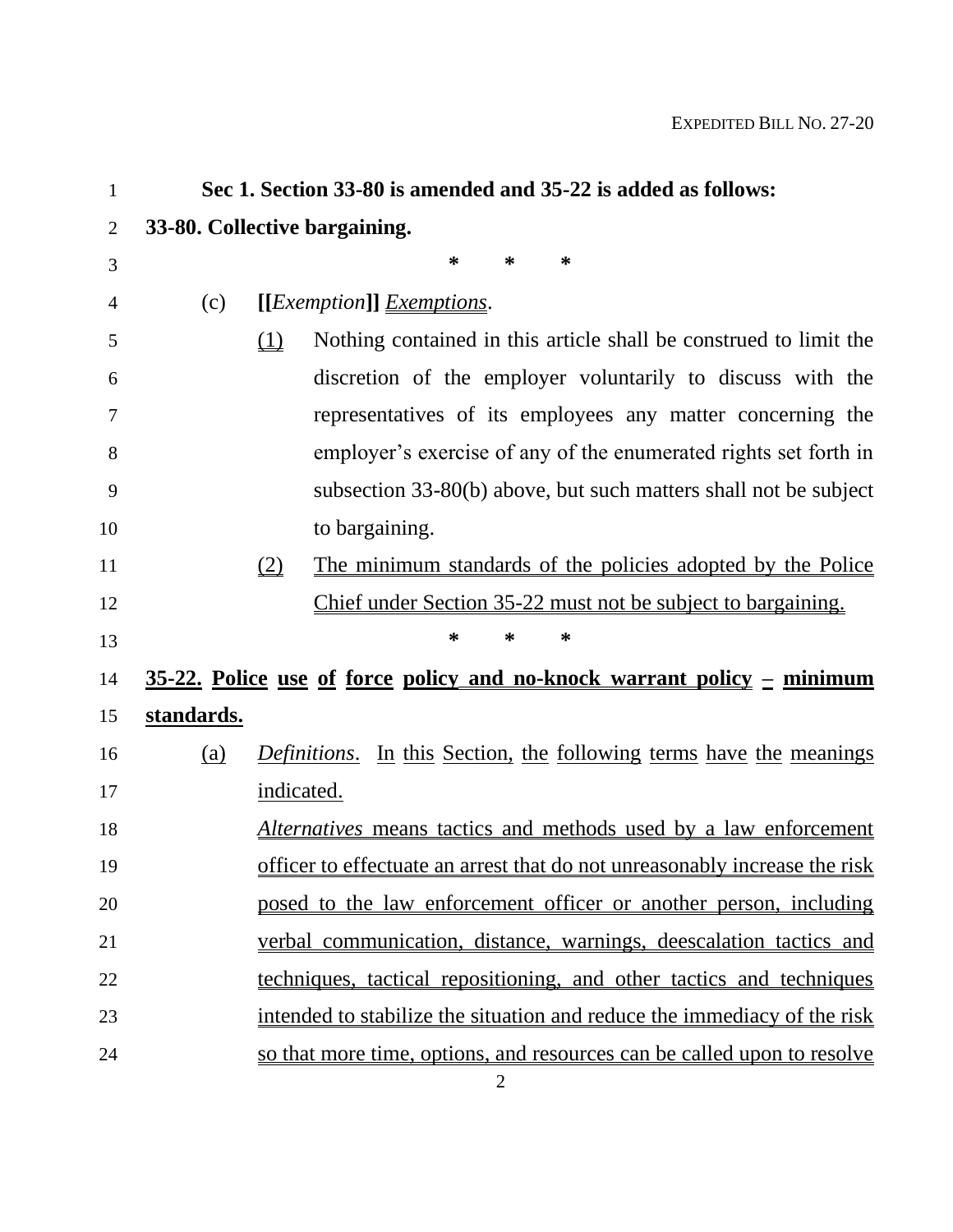**Sec 1. Section 33-80 is amended and 35-22 is added as follows:**

**33-80. Collective bargaining.**

\* \* \*

(c) **[[**_Exemption_**]]** _Exemptions_.

(1) Nothing contained in this article shall be construed to limit the discretion of the employer voluntarily to discuss with the representatives of its employees any matter concerning the employer's exercise of any of the enumerated rights set forth in subsection 33-80(b) above, but such matters shall not be subject to bargaining.

(2) The minimum standards of the policies adopted by the Police Chief under Section 35-22 must not be subject to bargaining.

\* \* \*

**35-22. Police use of force policy and no-knock warrant policy – minimum standards.**

(a) _Definitions_. In this Section, the following terms have the meanings indicated.

_Alternatives_ means tactics and methods used by a law enforcement officer to effectuate an arrest that do not unreasonably increase the risk posed to the law enforcement officer or another person, including verbal communication, distance, warnings, deescalation tactics and techniques, tactical repositioning, and other tactics and techniques intended to stabilize the situation and reduce the immediacy of the risk so that more time, options, and resources can be called upon to resolve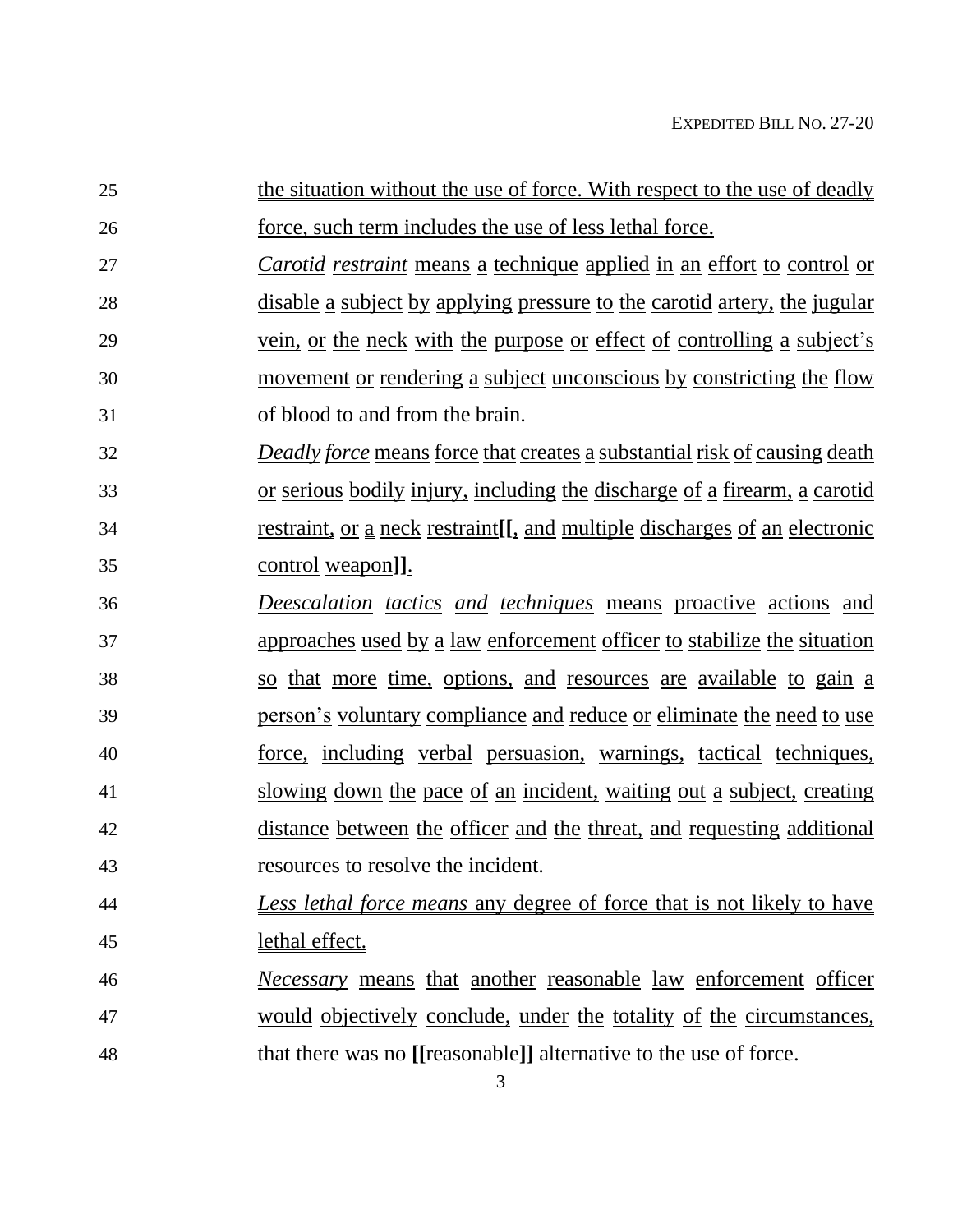the situation without the use of force. With respect to the use of deadly force, such term includes the use of less lethal force.

*Carotid restraint* means a technique applied in an effort to control or disable a subject by applying pressure to the carotid artery, the jugular vein, or the neck with the purpose or effect of controlling a subject's movement or rendering a subject unconscious by constricting the flow of blood to and from the brain.

*Deadly force* means force that creates a substantial risk of causing death or serious bodily injury, including the discharge of a firearm, a carotid restraint, or a neck restraint**[[**, and multiple discharges of an electronic control weapon**]]**.

*Deescalation tactics and techniques* means proactive actions and approaches used by a law enforcement officer to stabilize the situation so that more time, options, and resources are available to gain a person's voluntary compliance and reduce or eliminate the need to use force, including verbal persuasion, warnings, tactical techniques, slowing down the pace of an incident, waiting out a subject, creating distance between the officer and the threat, and requesting additional resources to resolve the incident.

*Less lethal force means* any degree of force that is not likely to have lethal effect.

*Necessary* means that another reasonable law enforcement officer would objectively conclude, under the totality of the circumstances, that there was no **[[**reasonable**]]** alternative to the use of force.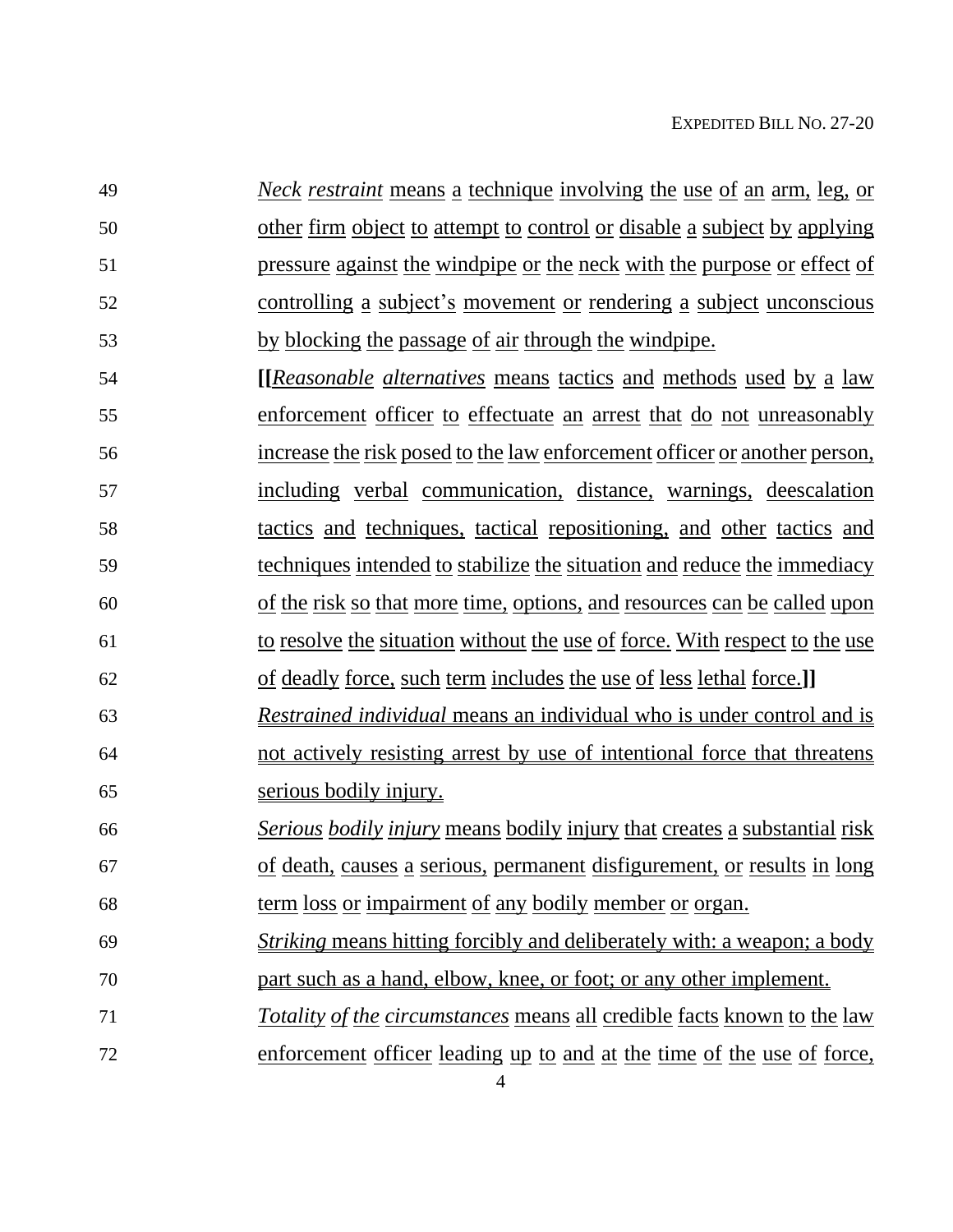*Neck restraint* means a technique involving the use of an arm, leg, or other firm object to attempt to control or disable a subject by applying pressure against the windpipe or the neck with the purpose or effect of controlling a subject's movement or rendering a subject unconscious by blocking the passage of air through the windpipe.

**[[***Reasonable alternatives* means tactics and methods used by a law enforcement officer to effectuate an arrest that do not unreasonably increase the risk posed to the law enforcement officer or another person, including verbal communication, distance, warnings, deescalation tactics and techniques, tactical repositioning, and other tactics and techniques intended to stabilize the situation and reduce the immediacy of the risk so that more time, options, and resources can be called upon to resolve the situation without the use of force. With respect to the use of deadly force, such term includes the use of less lethal force.**]]**

*Restrained individual* means an individual who is under control and is not actively resisting arrest by use of intentional force that threatens serious bodily injury.

*Serious bodily injury* means bodily injury that creates a substantial risk of death, causes a serious, permanent disfigurement, or results in long term loss or impairment of any bodily member or organ.

*Striking* means hitting forcibly and deliberately with: a weapon; a body part such as a hand, elbow, knee, or foot; or any other implement.

*Totality of the circumstances* means all credible facts known to the law enforcement officer leading up to and at the time of the use of force,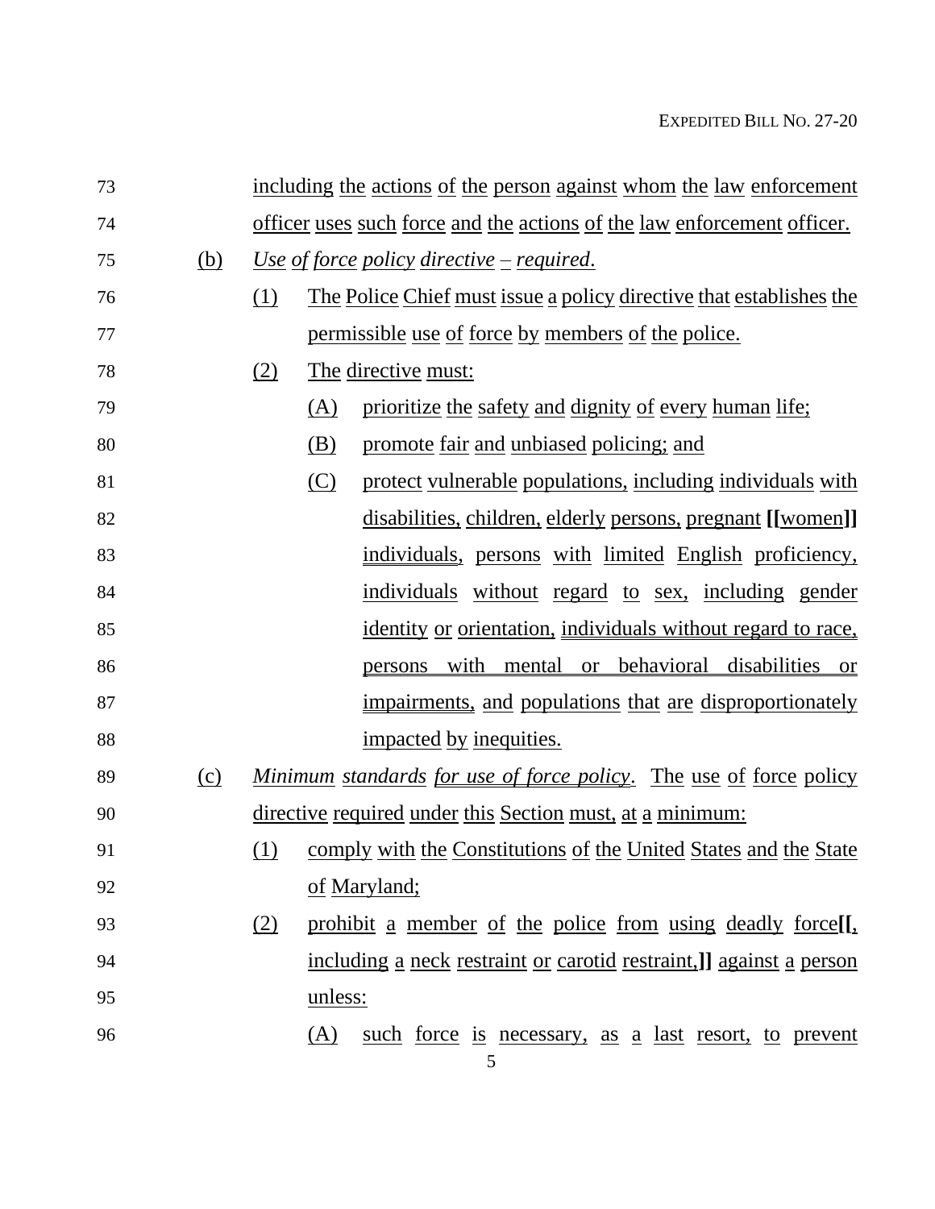including the actions of the person against whom the law enforcement officer uses such force and the actions of the law enforcement officer.

(b) *Use of force policy directive – required*.

(1) The Police Chief must issue a policy directive that establishes the permissible use of force by members of the police.

(2) The directive must:

(A) prioritize the safety and dignity of every human life;

(B) promote fair and unbiased policing; and

(C) protect vulnerable populations, including individuals with disabilities, children, elderly persons, pregnant **[[**women**]]** individuals, persons with limited English proficiency, individuals without regard to sex, including gender identity or orientation, individuals without regard to race, persons with mental or behavioral disabilities or impairments, and populations that are disproportionately impacted by inequities.

(c) *Minimum standards for use of force policy*. The use of force policy directive required under this Section must, at a minimum:

(1) comply with the Constitutions of the United States and the State of Maryland;

(2) prohibit a member of the police from using deadly force**[[**, including a neck restraint or carotid restraint,**]]** against a person unless:

(A) such force is necessary, as a last resort, to prevent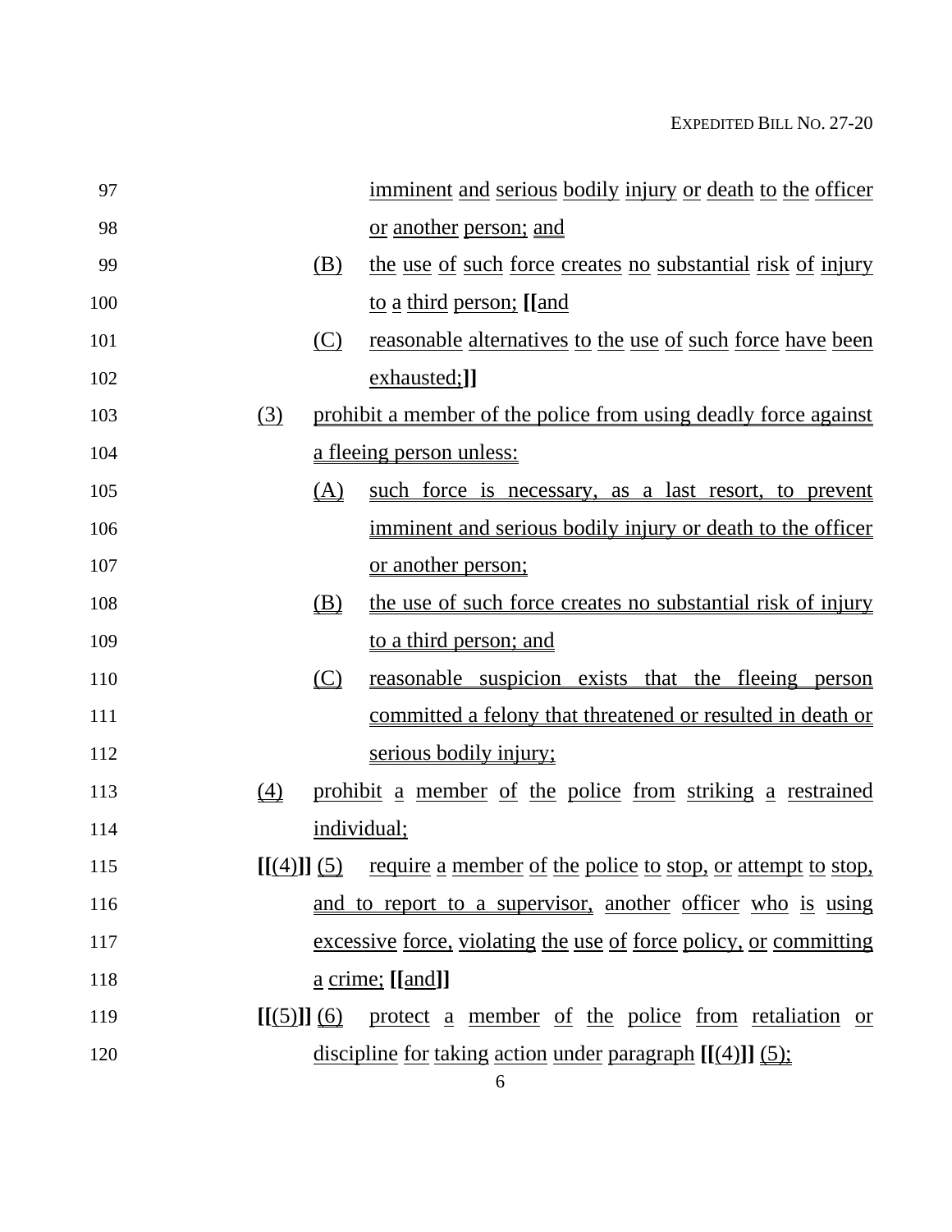imminent and serious bodily injury or death to the officer or another person; and

(B) the use of such force creates no substantial risk of injury to a third person; [[and

(C) reasonable alternatives to the use of such force have been exhausted;]]

(3) prohibit a member of the police from using deadly force against a fleeing person unless:

(A) such force is necessary, as a last resort, to prevent imminent and serious bodily injury or death to the officer or another person;

(B) the use of such force creates no substantial risk of injury to a third person; and

(C) reasonable suspicion exists that the fleeing person committed a felony that threatened or resulted in death or serious bodily injury;

(4) prohibit a member of the police from striking a restrained individual;

[[(4)]] (5) require a member of the police to stop, or attempt to stop, and to report to a supervisor, another officer who is using excessive force, violating the use of force policy, or committing a crime; [[and]]

[[(5)]] (6) protect a member of the police from retaliation or discipline for taking action under paragraph [[(4)]] (5);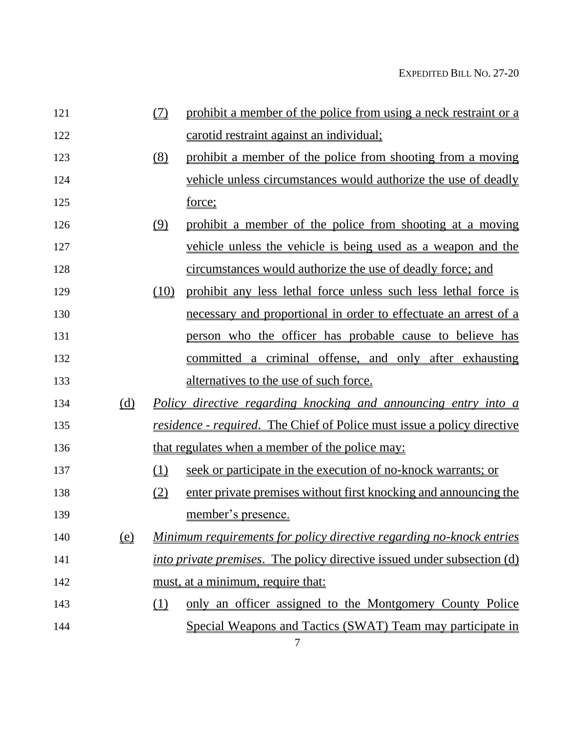(7) prohibit a member of the police from using a neck restraint or a carotid restraint against an individual;

(8) prohibit a member of the police from shooting from a moving vehicle unless circumstances would authorize the use of deadly force;

(9) prohibit a member of the police from shooting at a moving vehicle unless the vehicle is being used as a weapon and the circumstances would authorize the use of deadly force; and

(10) prohibit any less lethal force unless such less lethal force is necessary and proportional in order to effectuate an arrest of a person who the officer has probable cause to believe has committed a criminal offense, and only after exhausting alternatives to the use of such force.

(d) *Policy directive regarding knocking and announcing entry into a residence - required*. The Chief of Police must issue a policy directive that regulates when a member of the police may:

(1) seek or participate in the execution of no-knock warrants; or

(2) enter private premises without first knocking and announcing the member's presence.

(e) *Minimum requirements for policy directive regarding no-knock entries into private premises*. The policy directive issued under subsection (d) must, at a minimum, require that:

(1) only an officer assigned to the Montgomery County Police Special Weapons and Tactics (SWAT) Team may participate in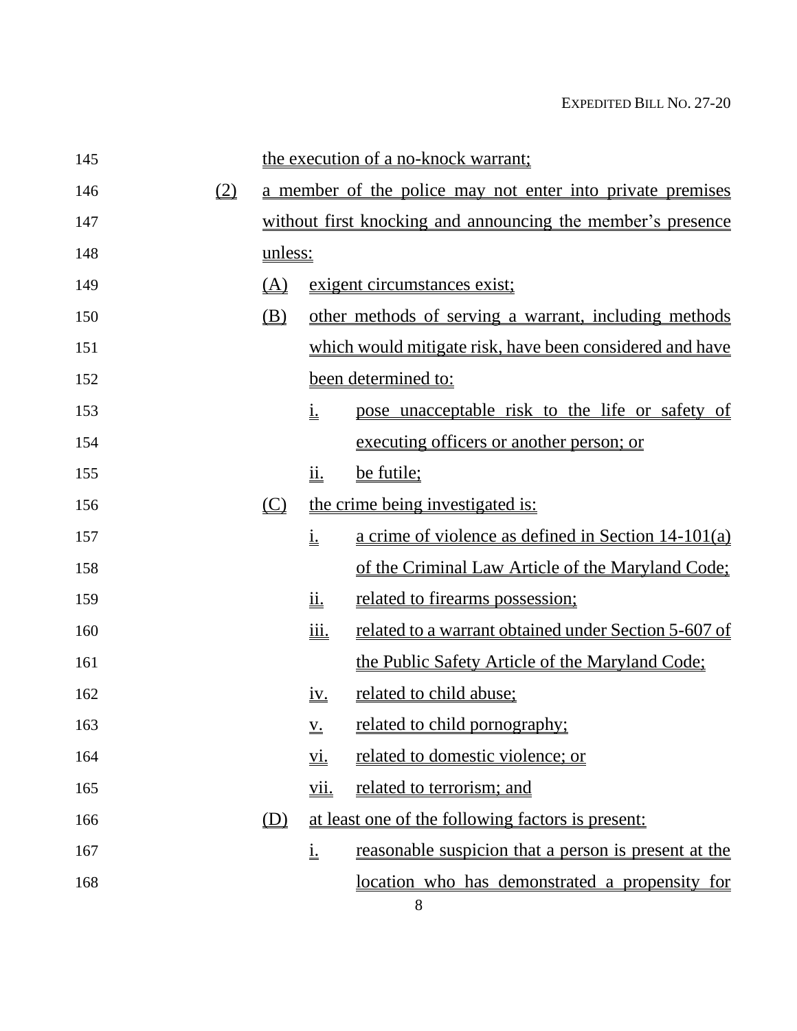the execution of a no-knock warrant;

(2) a member of the police may not enter into private premises without first knocking and announcing the member's presence unless:

(A) exigent circumstances exist;

(B) other methods of serving a warrant, including methods which would mitigate risk, have been considered and have been determined to:

i. pose unacceptable risk to the life or safety of executing officers or another person; or

ii. be futile;

(C) the crime being investigated is:

i. a crime of violence as defined in Section 14-101(a) of the Criminal Law Article of the Maryland Code;

ii. related to firearms possession;

iii. related to a warrant obtained under Section 5-607 of the Public Safety Article of the Maryland Code;

iv. related to child abuse;

v. related to child pornography;

vi. related to domestic violence; or

vii. related to terrorism; and

(D) at least one of the following factors is present:

i. reasonable suspicion that a person is present at the location who has demonstrated a propensity for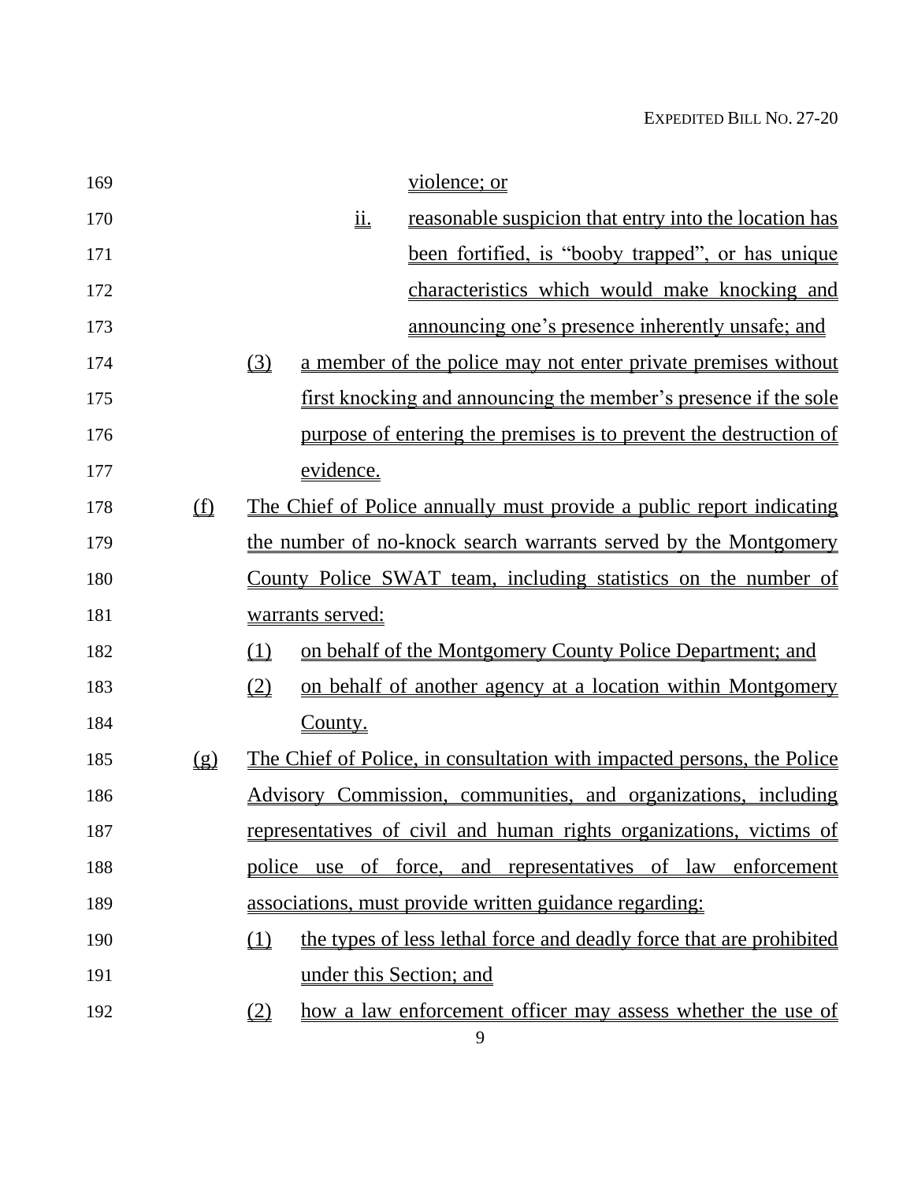violence; or

ii. reasonable suspicion that entry into the location has been fortified, is "booby trapped", or has unique characteristics which would make knocking and announcing one's presence inherently unsafe; and

(3) a member of the police may not enter private premises without first knocking and announcing the member's presence if the sole purpose of entering the premises is to prevent the destruction of evidence.

(f) The Chief of Police annually must provide a public report indicating the number of no-knock search warrants served by the Montgomery County Police SWAT team, including statistics on the number of warrants served:

(1) on behalf of the Montgomery County Police Department; and

(2) on behalf of another agency at a location within Montgomery County.

(g) The Chief of Police, in consultation with impacted persons, the Police Advisory Commission, communities, and organizations, including representatives of civil and human rights organizations, victims of police use of force, and representatives of law enforcement associations, must provide written guidance regarding:

(1) the types of less lethal force and deadly force that are prohibited under this Section; and

(2) how a law enforcement officer may assess whether the use of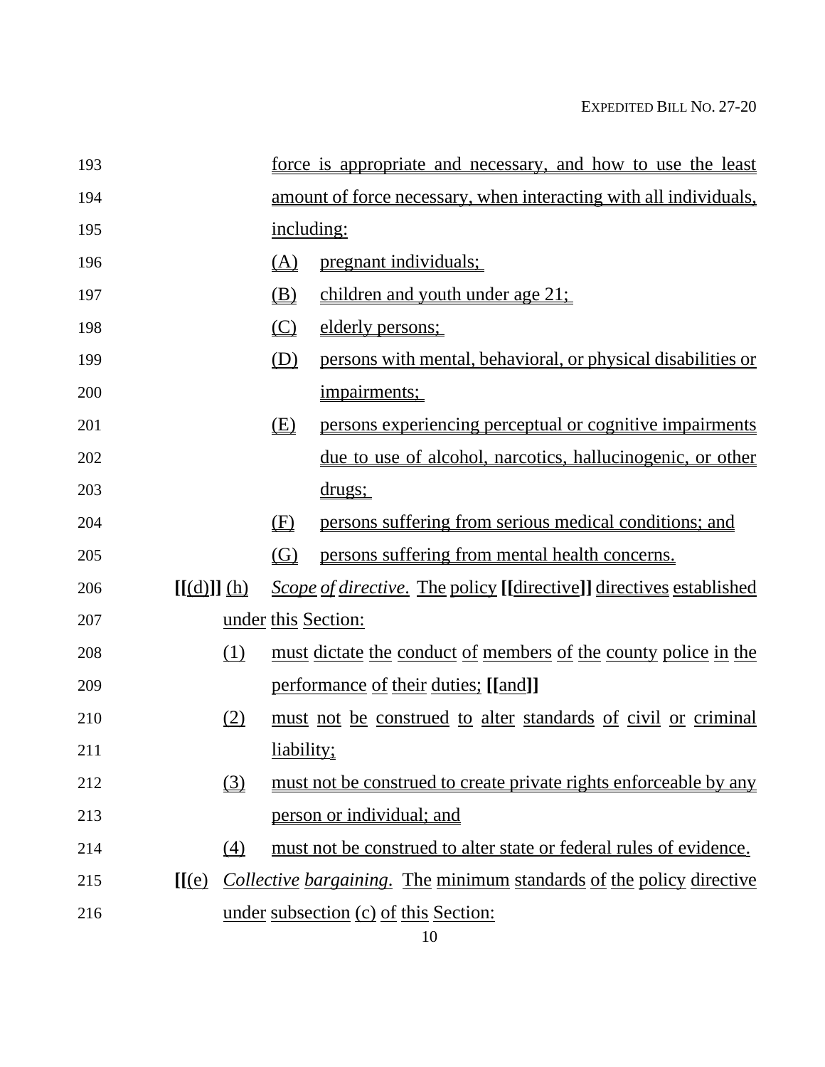193 force is appropriate and necessary, and how to use the least
194 amount of force necessary, when interacting with all individuals,
195 including:

196 (A) pregnant individuals;
197 (B) children and youth under age 21;
198 (C) elderly persons;
199 (D) persons with mental, behavioral, or physical disabilities or
200 impairments;
201 (E) persons experiencing perceptual or cognitive impairments
202 due to use of alcohol, narcotics, hallucinogenic, or other
203 drugs;
204 (F) persons suffering from serious medical conditions; and
205 (G) persons suffering from mental health concerns.

206 **[[**(d)**]]** (h) *Scope of directive*. The policy **[[**directive**]]** directives established
207 under this Section:

208 (1) must dictate the conduct of members of the county police in the
209 performance of their duties; **[[**and**]]**
210 (2) must not be construed to alter standards of civil or criminal
211 liability;
212 (3) must not be construed to create private rights enforceable by any
213 person or individual; and
214 (4) must not be construed to alter state or federal rules of evidence.

215 **[[**(e) *Collective bargaining*. The minimum standards of the policy directive
216 under subsection (c) of this Section: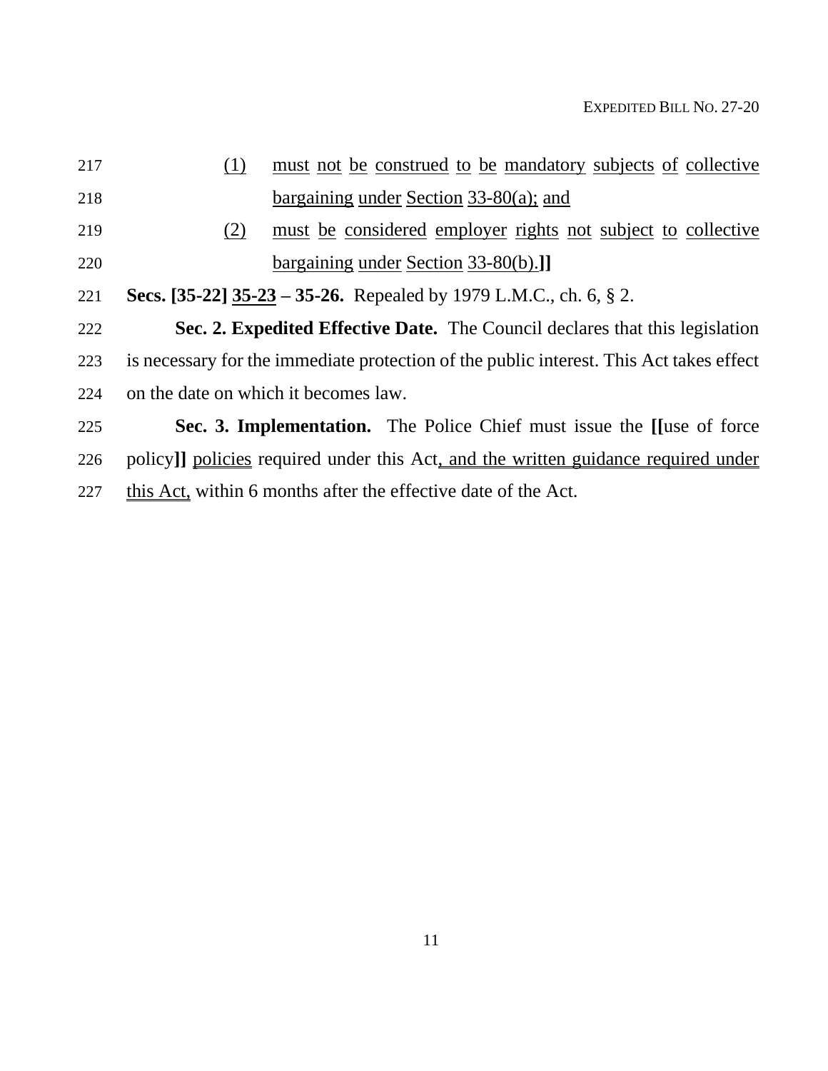(1) must not be construed to be mandatory subjects of collective bargaining under Section 33-80(a); and

(2) must be considered employer rights not subject to collective bargaining under Section 33-80(b).**]]**

**Secs. [35-22] 35-23 – 35-26.** Repealed by 1979 L.M.C., ch. 6, § 2.

**Sec. 2. Expedited Effective Date.** The Council declares that this legislation is necessary for the immediate protection of the public interest. This Act takes effect on the date on which it becomes law.

**Sec. 3. Implementation.** The Police Chief must issue the **[[**use of force policy**]]** policies required under this Act, and the written guidance required under this Act, within 6 months after the effective date of the Act.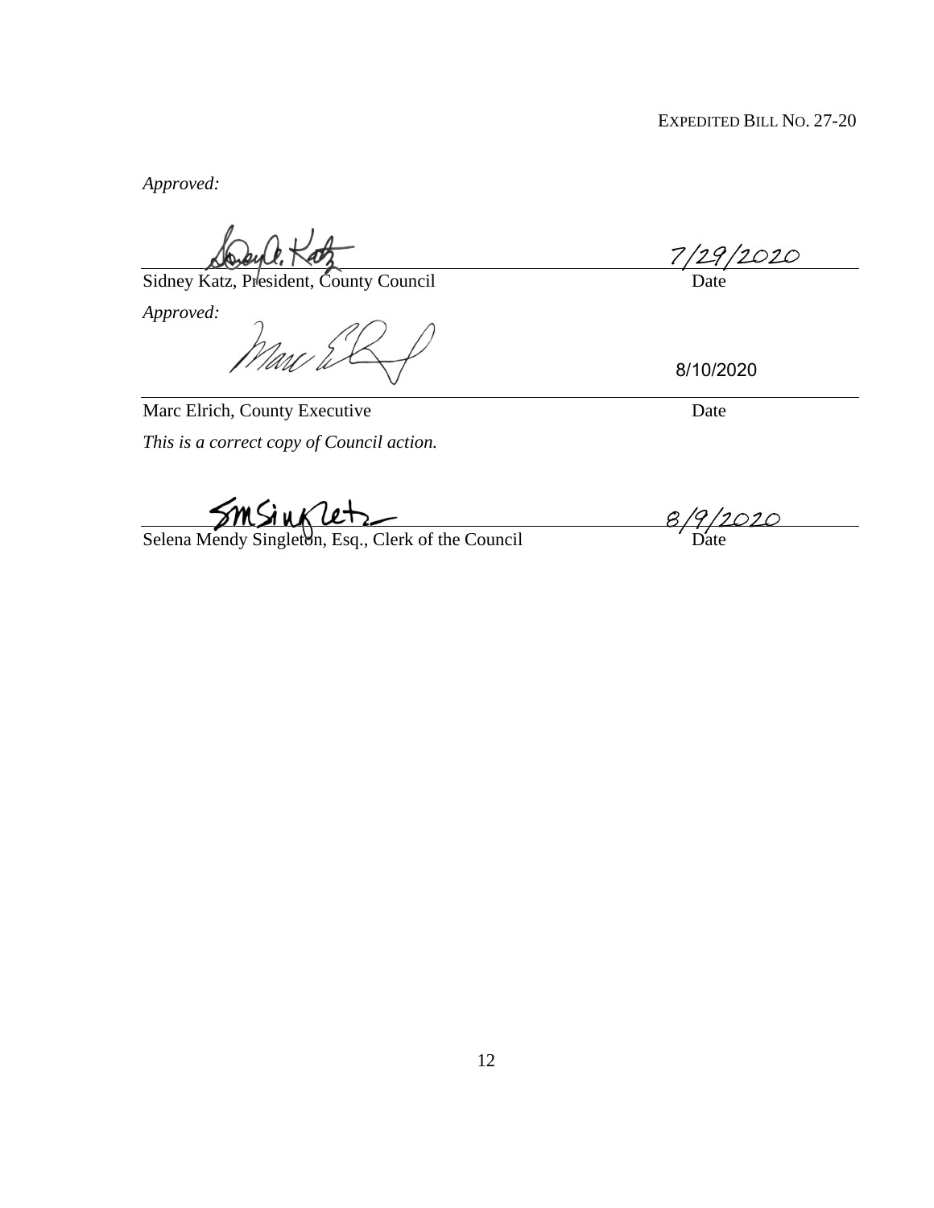EXPEDITED BILL NO. 27-20

*Approved:*

7/29/2020

Sidney Katz, President, County Council — Date

*Approved:*

8/10/2020

Marc Elrich, County Executive — Date

*This is a correct copy of Council action.*

8/9/2020

Selena Mendy Singleton, Esq., Clerk of the Council — Date